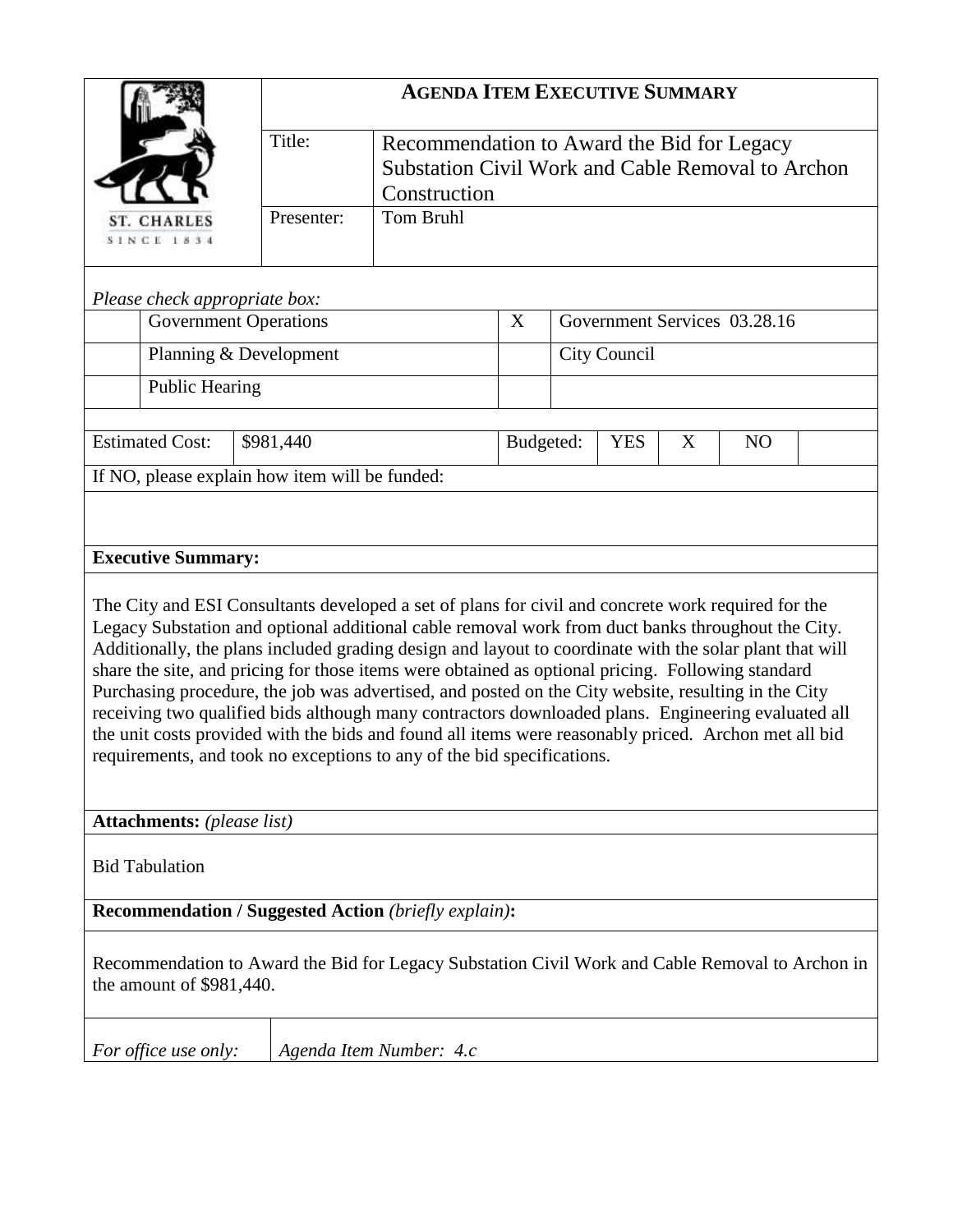ST. CHARLES
SINCE 1834

# AGENDA ITEM EXECUTIVE SUMMARY

| | |
|---|---|
| Title: | Recommendation to Award the Bid for Legacy Substation Civil Work and Cable Removal to Archon Construction |
| Presenter: | Tom Bruhl |

*Please check appropriate box:*

| | | | |
|---|---|---|---|
| | Government Operations | X | Government Services 03.28.16 |
| | Planning & Development | | City Council |
| | Public Hearing | | |

| Estimated Cost: | $981,440 | Budgeted: | YES | X | NO | |
|---|---|---|---|---|---|---|

If NO, please explain how item will be funded:

**Executive Summary:**

The City and ESI Consultants developed a set of plans for civil and concrete work required for the Legacy Substation and optional additional cable removal work from duct banks throughout the City. Additionally, the plans included grading design and layout to coordinate with the solar plant that will share the site, and pricing for those items were obtained as optional pricing. Following standard Purchasing procedure, the job was advertised, and posted on the City website, resulting in the City receiving two qualified bids although many contractors downloaded plans. Engineering evaluated all the unit costs provided with the bids and found all items were reasonably priced. Archon met all bid requirements, and took no exceptions to any of the bid specifications.

**Attachments:** *(please list)*

Bid Tabulation

**Recommendation / Suggested Action** *(briefly explain)***:**

Recommendation to Award the Bid for Legacy Substation Civil Work and Cable Removal to Archon in the amount of $981,440.

| *For office use only:* | *Agenda Item Number: 4.c* |
|---|---|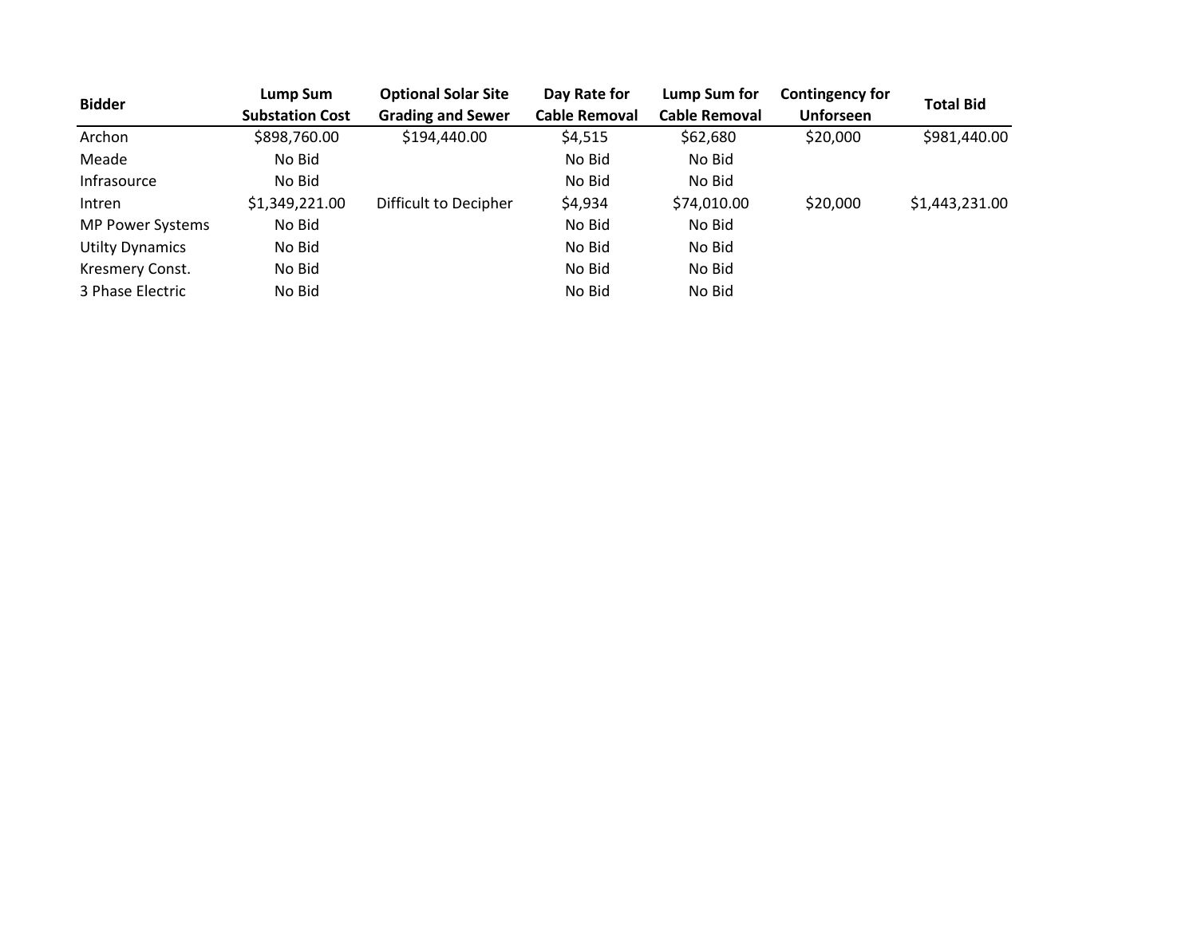| Bidder | Lump Sum Substation Cost | Optional Solar Site Grading and Sewer | Day Rate for Cable Removal | Lump Sum for Cable Removal | Contingency for Unforseen | Total Bid |
|---|---|---|---|---|---|---|
| Archon | $898,760.00 | $194,440.00 | $4,515 | $62,680 | $20,000 | $981,440.00 |
| Meade | No Bid | | No Bid | No Bid | | |
| Infrasource | No Bid | | No Bid | No Bid | | |
| Intren | $1,349,221.00 | Difficult to Decipher | $4,934 | $74,010.00 | $20,000 | $1,443,231.00 |
| MP Power Systems | No Bid | | No Bid | No Bid | | |
| Utilty Dynamics | No Bid | | No Bid | No Bid | | |
| Kresmery Const. | No Bid | | No Bid | No Bid | | |
| 3 Phase Electric | No Bid | | No Bid | No Bid | | |